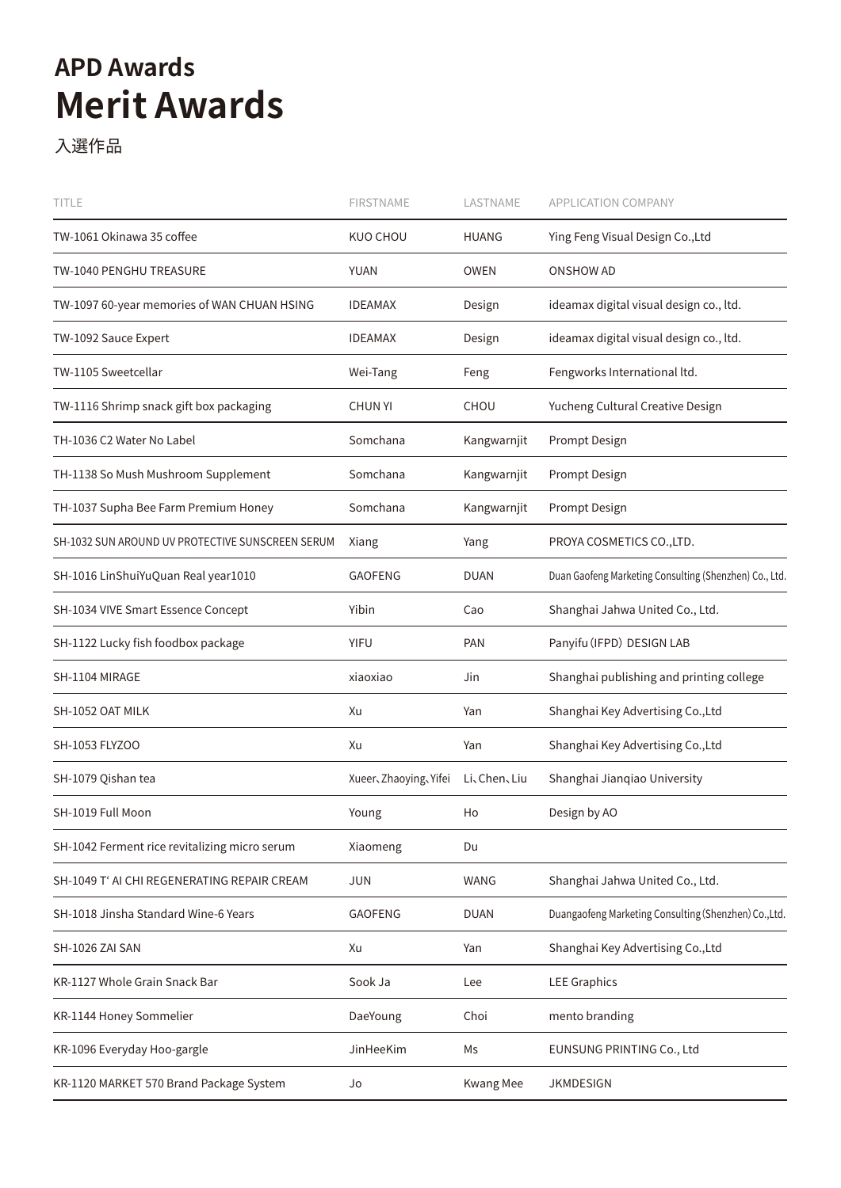## APD Awards

# Merit Awards

入選作品

| TITLE | FIRSTNAME | LASTNAME | APPLICATION COMPANY |
|---|---|---|---|
| TW-1061 Okinawa 35 coffee | KUO CHOU | HUANG | Ying Feng Visual Design Co.,Ltd |
| TW-1040 PENGHU TREASURE | YUAN | OWEN | ONSHOW AD |
| TW-1097 60-year memories of WAN CHUAN HSING | IDEAMAX | Design | ideamax digital visual design co., ltd. |
| TW-1092 Sauce Expert | IDEAMAX | Design | ideamax digital visual design co., ltd. |
| TW-1105 Sweetcellar | Wei-Tang | Feng | Fengworks International ltd. |
| TW-1116 Shrimp snack gift box packaging | CHUN YI | CHOU | Yucheng Cultural Creative Design |
| TH-1036 C2 Water No Label | Somchana | Kangwarnjit | Prompt Design |
| TH-1138 So Mush Mushroom Supplement | Somchana | Kangwarnjit | Prompt Design |
| TH-1037 Supha Bee Farm Premium Honey | Somchana | Kangwarnjit | Prompt Design |
| SH-1032 SUN AROUND UV PROTECTIVE SUNSCREEN SERUM | Xiang | Yang | PROYA COSMETICS CO.,LTD. |
| SH-1016 LinShuiYuQuan Real year1010 | GAOFENG | DUAN | Duan Gaofeng Marketing Consulting (Shenzhen) Co., Ltd. |
| SH-1034 VIVE Smart Essence Concept | Yibin | Cao | Shanghai Jahwa United Co., Ltd. |
| SH-1122 Lucky fish foodbox package | YIFU | PAN | Panyifu (IFPD) DESIGN LAB |
| SH-1104 MIRAGE | xiaoxiao | Jin | Shanghai publishing and printing college |
| SH-1052 OAT MILK | Xu | Yan | Shanghai Key Advertising Co.,Ltd |
| SH-1053 FLYZOO | Xu | Yan | Shanghai Key Advertising Co.,Ltd |
| SH-1079 Qishan tea | Xueer、Zhaoying、Yifei | Li、Chen、Liu | Shanghai Jianqiao University |
| SH-1019 Full Moon | Young | Ho | Design by AO |
| SH-1042 Ferment rice revitalizing micro serum | Xiaomeng | Du | |
| SH-1049 T' AI CHI REGENERATING REPAIR CREAM | JUN | WANG | Shanghai Jahwa United Co., Ltd. |
| SH-1018 Jinsha Standard Wine-6 Years | GAOFENG | DUAN | Duangaofeng Marketing Consulting (Shenzhen) Co.,Ltd. |
| SH-1026 ZAI SAN | Xu | Yan | Shanghai Key Advertising Co.,Ltd |
| KR-1127 Whole Grain Snack Bar | Sook Ja | Lee | LEE Graphics |
| KR-1144 Honey Sommelier | DaeYoung | Choi | mento branding |
| KR-1096 Everyday Hoo-gargle | JinHeeKim | Ms | EUNSUNG PRINTING Co., Ltd |
| KR-1120 MARKET 570 Brand Package System | Jo | Kwang Mee | JKMDESIGN |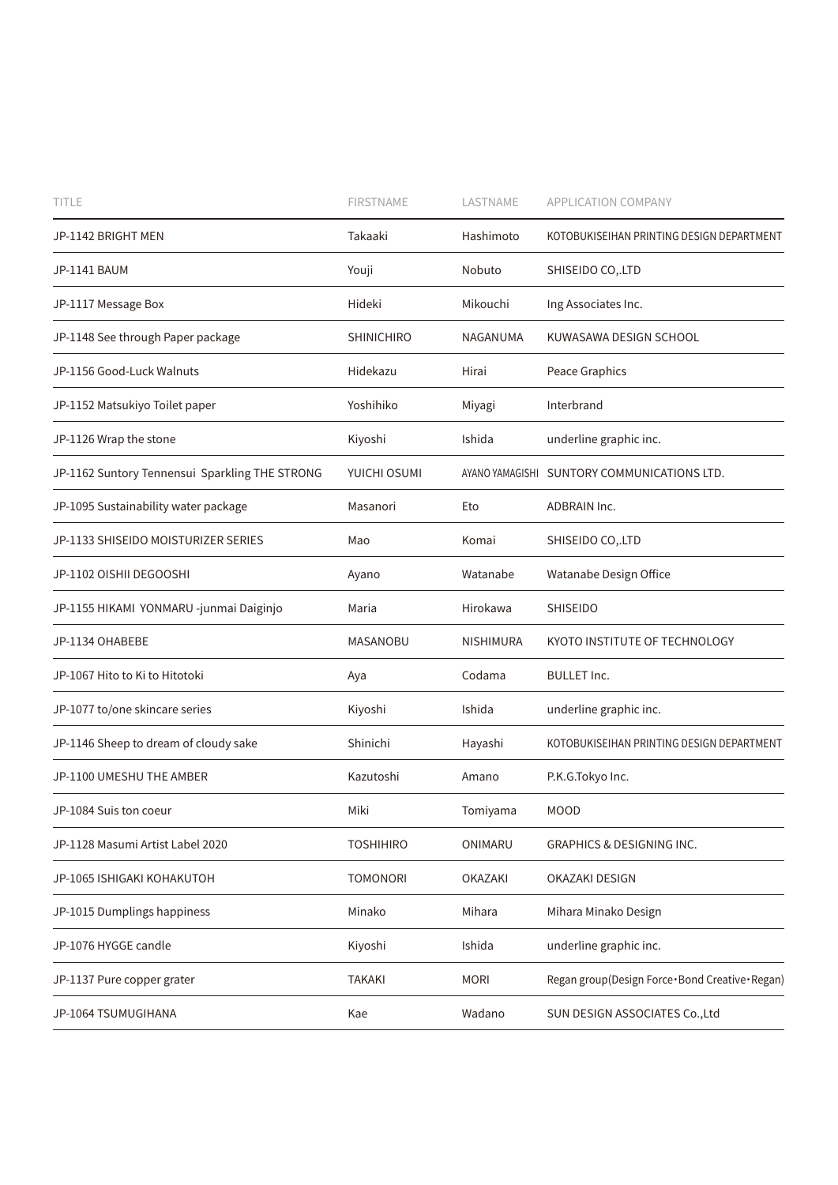| TITLE | FIRSTNAME | LASTNAME | APPLICATION COMPANY |
|---|---|---|---|
| JP-1142 BRIGHT MEN | Takaaki | Hashimoto | KOTOBUKISEIHAN PRINTING DESIGN DEPARTMENT |
| JP-1141 BAUM | Youji | Nobuto | SHISEIDO CO,.LTD |
| JP-1117 Message Box | Hideki | Mikouchi | Ing Associates Inc. |
| JP-1148 See through Paper package | SHINICHIRO | NAGANUMA | KUWASAWA DESIGN SCHOOL |
| JP-1156 Good-Luck Walnuts | Hidekazu | Hirai | Peace Graphics |
| JP-1152 Matsukiyo Toilet paper | Yoshihiko | Miyagi | Interbrand |
| JP-1126 Wrap the stone | Kiyoshi | Ishida | underline graphic inc. |
| JP-1162 Suntory Tennensui Sparkling THE STRONG | YUICHI OSUMI | AYANO YAMAGISHI | SUNTORY COMMUNICATIONS LTD. |
| JP-1095 Sustainability water package | Masanori | Eto | ADBRAIN Inc. |
| JP-1133 SHISEIDO MOISTURIZER SERIES | Mao | Komai | SHISEIDO CO,.LTD |
| JP-1102 OISHII DEGOOSHI | Ayano | Watanabe | Watanabe Design Office |
| JP-1155 HIKAMI YONMARU -junmai Daiginjo | Maria | Hirokawa | SHISEIDO |
| JP-1134 OHABEBE | MASANOBU | NISHIMURA | KYOTO INSTITUTE OF TECHNOLOGY |
| JP-1067 Hito to Ki to Hitotoki | Aya | Codama | BULLET Inc. |
| JP-1077 to/one skincare series | Kiyoshi | Ishida | underline graphic inc. |
| JP-1146 Sheep to dream of cloudy sake | Shinichi | Hayashi | KOTOBUKISEIHAN PRINTING DESIGN DEPARTMENT |
| JP-1100 UMESHU THE AMBER | Kazutoshi | Amano | P.K.G.Tokyo Inc. |
| JP-1084 Suis ton coeur | Miki | Tomiyama | MOOD |
| JP-1128 Masumi Artist Label 2020 | TOSHIHIRO | ONIMARU | GRAPHICS & DESIGNING INC. |
| JP-1065 ISHIGAKI KOHAKUTOH | TOMONORI | OKAZAKI | OKAZAKI DESIGN |
| JP-1015 Dumplings happiness | Minako | Mihara | Mihara Minako Design |
| JP-1076 HYGGE candle | Kiyoshi | Ishida | underline graphic inc. |
| JP-1137 Pure copper grater | TAKAKI | MORI | Regan group(Design Force・Bond Creative・Regan) |
| JP-1064 TSUMUGIHANA | Kae | Wadano | SUN DESIGN ASSOCIATES Co.,Ltd |